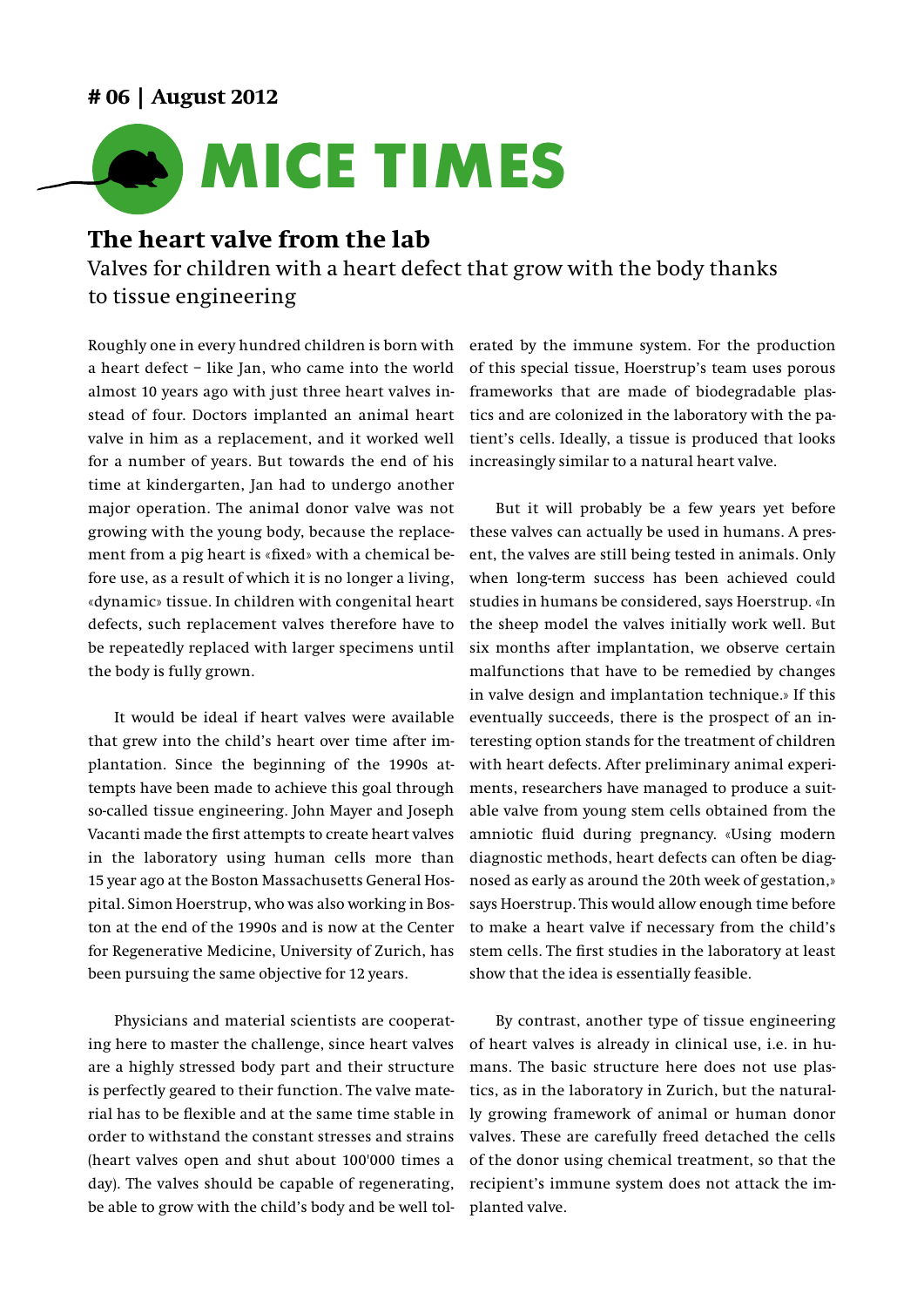# 06 | August 2012

# MICE TIMES

## The heart valve from the lab

Valves for children with a heart defect that grow with the body thanks to tissue engineering

Roughly one in every hundred children is born with a heart defect – like Jan, who came into the world almost 10 years ago with just three heart valves instead of four. Doctors implanted an animal heart valve in him as a replacement, and it worked well for a number of years. But towards the end of his time at kindergarten, Jan had to undergo another major operation. The animal donor valve was not growing with the young body, because the replacement from a pig heart is «fixed» with a chemical before use, as a result of which it is no longer a living, «dynamic» tissue. In children with congenital heart defects, such replacement valves therefore have to be repeatedly replaced with larger specimens until the body is fully grown.

It would be ideal if heart valves were available that grew into the child's heart over time after implantation. Since the beginning of the 1990s attempts have been made to achieve this goal through so-called tissue engineering. John Mayer and Joseph Vacanti made the first attempts to create heart valves in the laboratory using human cells more than 15 year ago at the Boston Massachusetts General Hospital. Simon Hoerstrup, who was also working in Boston at the end of the 1990s and is now at the Center for Regenerative Medicine, University of Zurich, has been pursuing the same objective for 12 years.

Physicians and material scientists are cooperating here to master the challenge, since heart valves are a highly stressed body part and their structure is perfectly geared to their function. The valve material has to be flexible and at the same time stable in order to withstand the constant stresses and strains (heart valves open and shut about 100'000 times a day). The valves should be capable of regenerating, be able to grow with the child's body and be well tolerated by the immune system. For the production of this special tissue, Hoerstrup's team uses porous frameworks that are made of biodegradable plastics and are colonized in the laboratory with the patient's cells. Ideally, a tissue is produced that looks increasingly similar to a natural heart valve.

But it will probably be a few years yet before these valves can actually be used in humans. A present, the valves are still being tested in animals. Only when long-term success has been achieved could studies in humans be considered, says Hoerstrup. «In the sheep model the valves initially work well. But six months after implantation, we observe certain malfunctions that have to be remedied by changes in valve design and implantation technique.» If this eventually succeeds, there is the prospect of an interesting option stands for the treatment of children with heart defects. After preliminary animal experiments, researchers have managed to produce a suitable valve from young stem cells obtained from the amniotic fluid during pregnancy. «Using modern diagnostic methods, heart defects can often be diagnosed as early as around the 20th week of gestation,» says Hoerstrup. This would allow enough time before to make a heart valve if necessary from the child's stem cells. The first studies in the laboratory at least show that the idea is essentially feasible.

By contrast, another type of tissue engineering of heart valves is already in clinical use, i.e. in humans. The basic structure here does not use plastics, as in the laboratory in Zurich, but the naturally growing framework of animal or human donor valves. These are carefully freed detached the cells of the donor using chemical treatment, so that the recipient's immune system does not attack the implanted valve.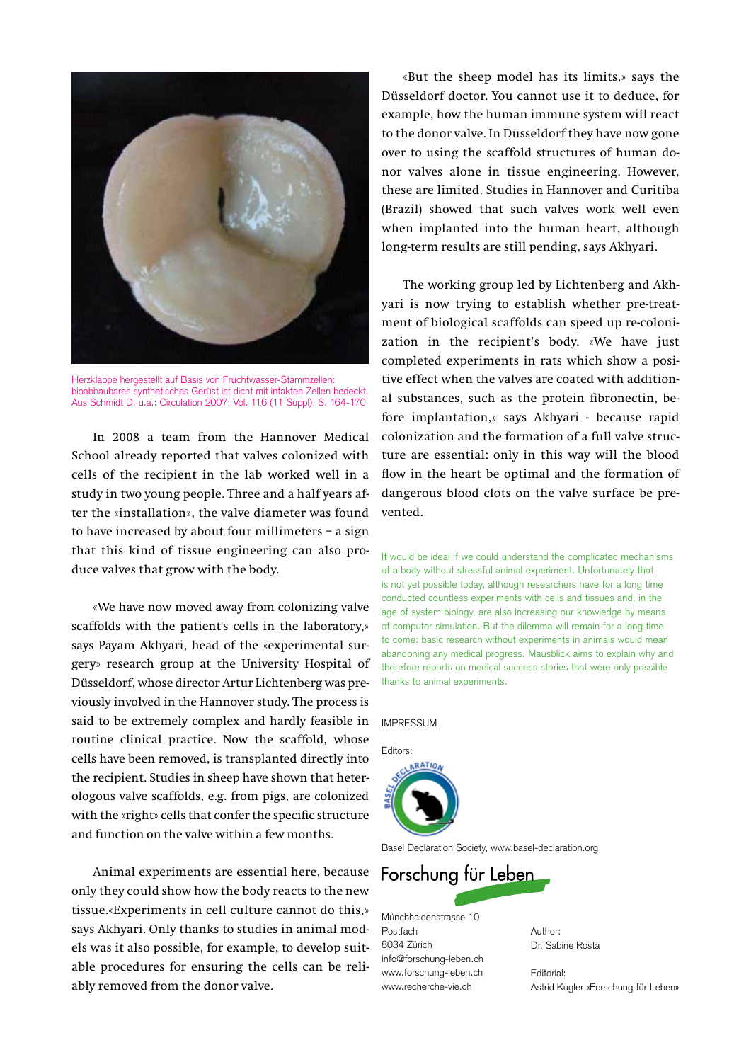Herzklappe hergestellt auf Basis von Fruchtwasser-Stammzellen: bioabbaubares synthetisches Gerüst ist dicht mit intakten Zellen bedeckt. Aus Schmidt D. u.a.: Circulation 2007; Vol. 116 (11 Suppl), S. 164-170

In 2008 a team from the Hannover Medical School already reported that valves colonized with cells of the recipient in the lab worked well in a study in two young people. Three and a half years after the «installation», the valve diameter was found to have increased by about four millimeters – a sign that this kind of tissue engineering can also produce valves that grow with the body.

«We have now moved away from colonizing valve scaffolds with the patient's cells in the laboratory,» says Payam Akhyari, head of the «experimental surgery» research group at the University Hospital of Düsseldorf, whose director Artur Lichtenberg was previously involved in the Hannover study. The process is said to be extremely complex and hardly feasible in routine clinical practice. Now the scaffold, whose cells have been removed, is transplanted directly into the recipient. Studies in sheep have shown that heterologous valve scaffolds, e.g. from pigs, are colonized with the «right» cells that confer the specific structure and function on the valve within a few months.

Animal experiments are essential here, because only they could show how the body reacts to the new tissue.«Experiments in cell culture cannot do this,» says Akhyari. Only thanks to studies in animal models was it also possible, for example, to develop suitable procedures for ensuring the cells can be reliably removed from the donor valve.

«But the sheep model has its limits,» says the Düsseldorf doctor. You cannot use it to deduce, for example, how the human immune system will react to the donor valve. In Düsseldorf they have now gone over to using the scaffold structures of human donor valves alone in tissue engineering. However, these are limited. Studies in Hannover and Curitiba (Brazil) showed that such valves work well even when implanted into the human heart, although long-term results are still pending, says Akhyari.

The working group led by Lichtenberg and Akhyari is now trying to establish whether pre-treatment of biological scaffolds can speed up re-colonization in the recipient's body. «We have just completed experiments in rats which show a positive effect when the valves are coated with additional substances, such as the protein fibronectin, before implantation,» says Akhyari - because rapid colonization and the formation of a full valve structure are essential: only in this way will the blood flow in the heart be optimal and the formation of dangerous blood clots on the valve surface be prevented.

It would be ideal if we could understand the complicated mechanisms of a body without stressful animal experiment. Unfortunately that is not yet possible today, although researchers have for a long time conducted countless experiments with cells and tissues and, in the age of system biology, are also increasing our knowledge by means of computer simulation. But the dilemma will remain for a long time to come: basic research without experiments in animals would mean abandoning any medical progress. Mausblick aims to explain why and therefore reports on medical success stories that were only possible thanks to animal experiments.

IMPRESSUM

Editors:

Basel Declaration Society, www.basel-declaration.org

Forschung für Leben

Münchhaldenstrasse 10
Postfach
8034 Zürich
info@forschung-leben.ch
www.forschung-leben.ch
www.recherche-vie.ch

Author:
Dr. Sabine Rosta

Editorial:
Astrid Kugler «Forschung für Leben»